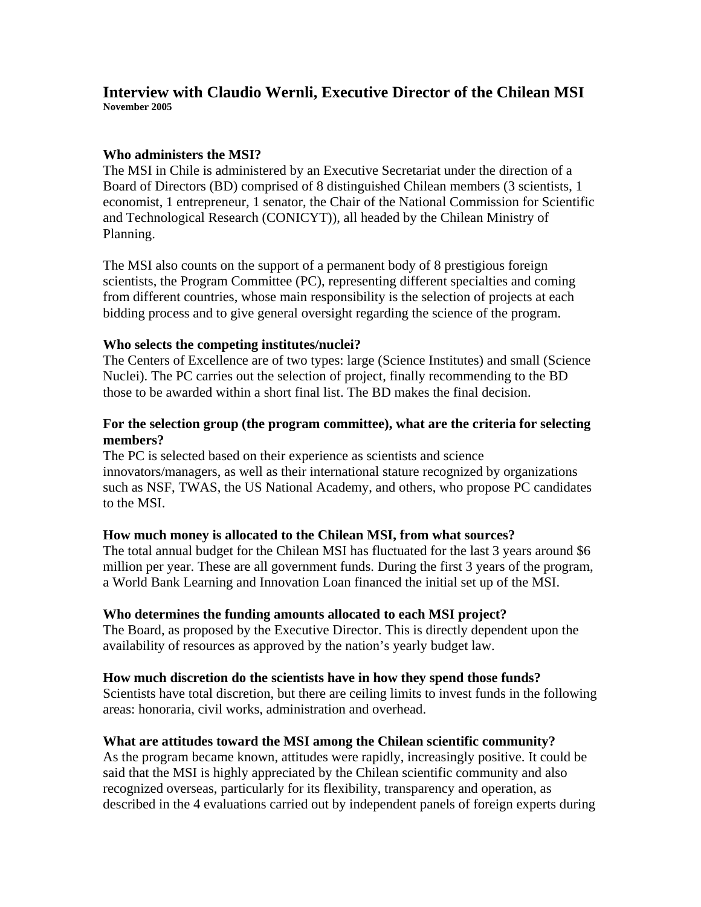# Interview with Claudio Wernli, Executive Director of the Chilean MSI

**November 2005**

### Who administers the MSI?

The MSI in Chile is administered by an Executive Secretariat under the direction of a Board of Directors (BD) comprised of 8 distinguished Chilean members (3 scientists, 1 economist, 1 entrepreneur, 1 senator, the Chair of the National Commission for Scientific and Technological Research (CONICYT)), all headed by the Chilean Ministry of Planning.

The MSI also counts on the support of a permanent body of 8 prestigious foreign scientists, the Program Committee (PC), representing different specialties and coming from different countries, whose main responsibility is the selection of projects at each bidding process and to give general oversight regarding the science of the program.

### Who selects the competing institutes/nuclei?

The Centers of Excellence are of two types: large (Science Institutes) and small (Science Nuclei). The PC carries out the selection of project, finally recommending to the BD those to be awarded within a short final list. The BD makes the final decision.

### For the selection group (the program committee), what are the criteria for selecting members?

The PC is selected based on their experience as scientists and science innovators/managers, as well as their international stature recognized by organizations such as NSF, TWAS, the US National Academy, and others, who propose PC candidates to the MSI.

### How much money is allocated to the Chilean MSI, from what sources?

The total annual budget for the Chilean MSI has fluctuated for the last 3 years around $6 million per year. These are all government funds. During the first 3 years of the program, a World Bank Learning and Innovation Loan financed the initial set up of the MSI.

### Who determines the funding amounts allocated to each MSI project?

The Board, as proposed by the Executive Director. This is directly dependent upon the availability of resources as approved by the nation's yearly budget law.

### How much discretion do the scientists have in how they spend those funds?

Scientists have total discretion, but there are ceiling limits to invest funds in the following areas: honoraria, civil works, administration and overhead.

### What are attitudes toward the MSI among the Chilean scientific community?

As the program became known, attitudes were rapidly, increasingly positive. It could be said that the MSI is highly appreciated by the Chilean scientific community and also recognized overseas, particularly for its flexibility, transparency and operation, as described in the 4 evaluations carried out by independent panels of foreign experts during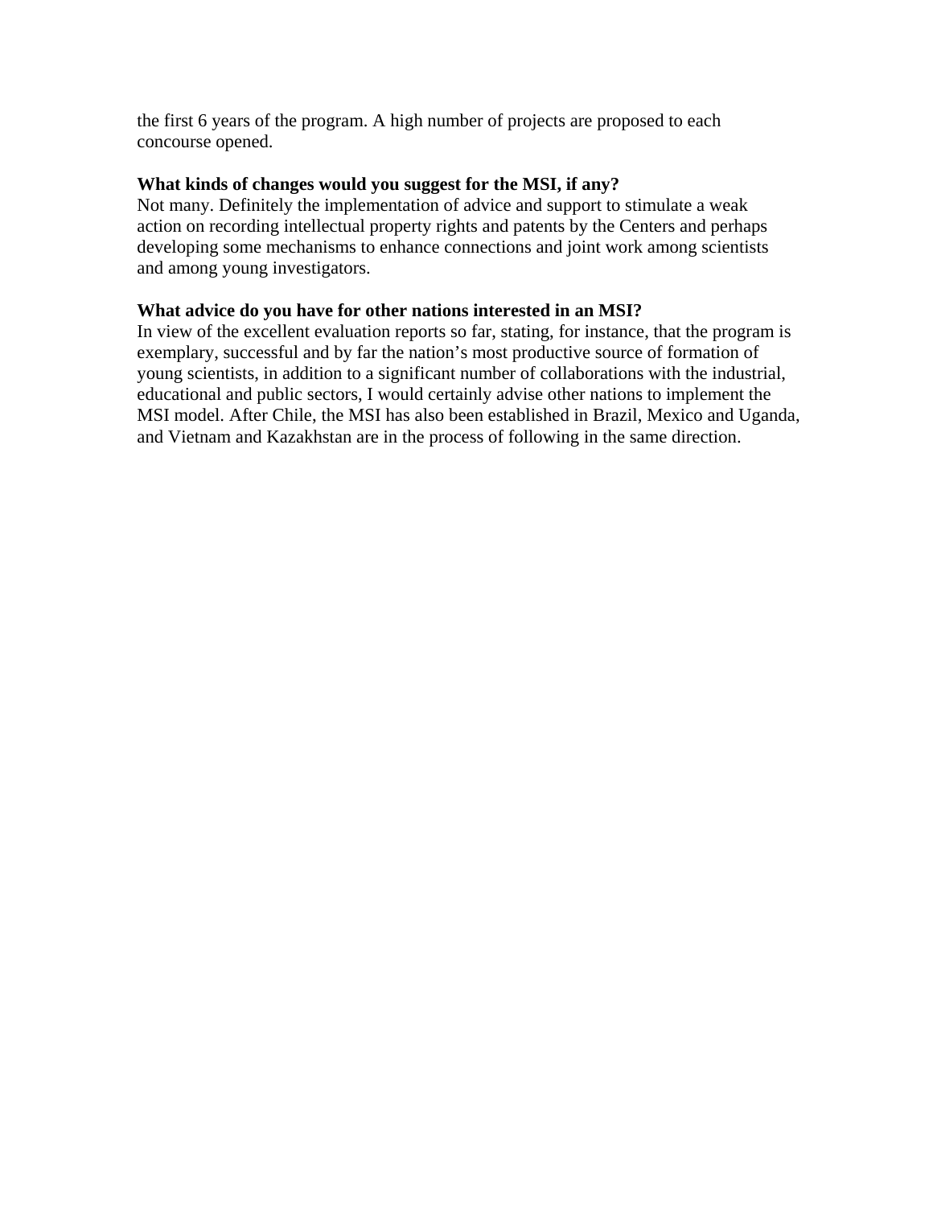the first 6 years of the program. A high number of projects are proposed to each concourse opened.

**What kinds of changes would you suggest for the MSI, if any?**

Not many. Definitely the implementation of advice and support to stimulate a weak action on recording intellectual property rights and patents by the Centers and perhaps developing some mechanisms to enhance connections and joint work among scientists and among young investigators.

**What advice do you have for other nations interested in an MSI?**

In view of the excellent evaluation reports so far, stating, for instance, that the program is exemplary, successful and by far the nation's most productive source of formation of young scientists, in addition to a significant number of collaborations with the industrial, educational and public sectors, I would certainly advise other nations to implement the MSI model. After Chile, the MSI has also been established in Brazil, Mexico and Uganda, and Vietnam and Kazakhstan are in the process of following in the same direction.